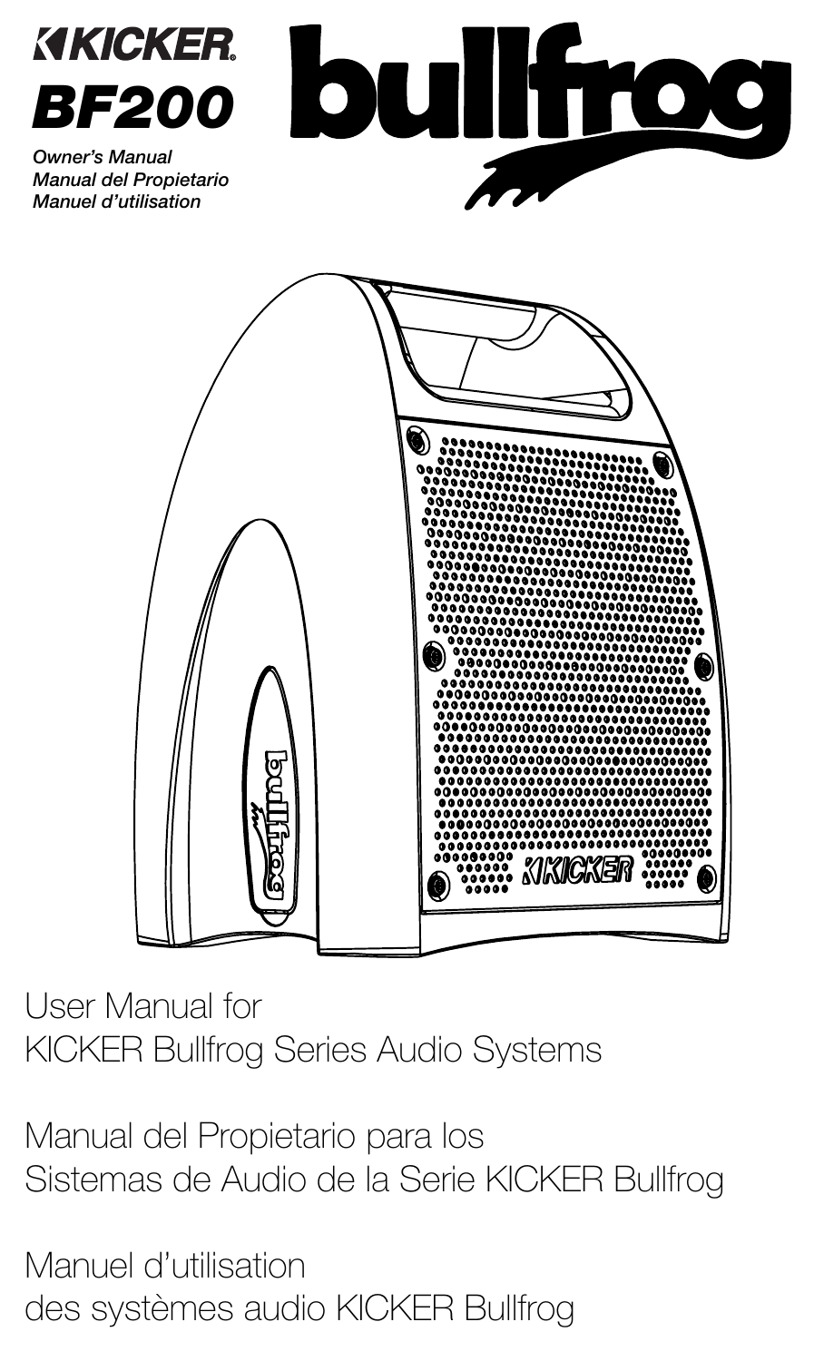# KICKER BF200

*Owner's Manual*
*Manual del Propietario*
*Manuel d'utilisation*

# bullfrog

User Manual for
KICKER Bullfrog Series Audio Systems

Manual del Propietario para los
Sistemas de Audio de la Serie KICKER Bullfrog

Manuel d'utilisation
des systèmes audio KICKER Bullfrog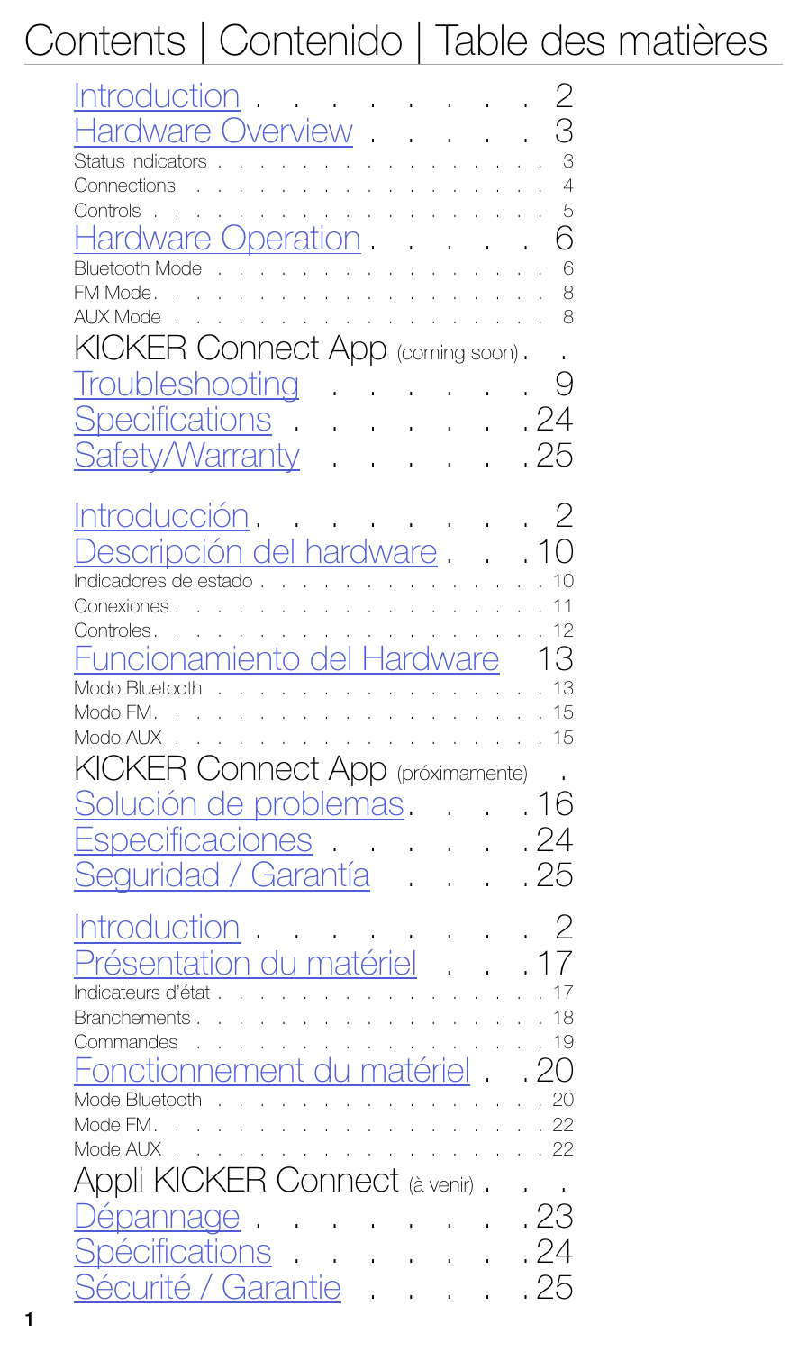# Contents | Contenido | Table des matières

- Introduction . . . . . . . . 2
- Hardware Overview . . . . . 3
  - Status Indicators . . . . . 3
  - Connections . . . . . 4
  - Controls . . . . . 5
- Hardware Operation . . . . . 6
  - Bluetooth Mode . . . . . 6
  - FM Mode . . . . . 8
  - AUX Mode . . . . . 8
- KICKER Connect App (coming soon) . . .
- Troubleshooting . . . . . . . 9
- Specifications . . . . . . . 24
- Safety/Warranty . . . . . . 25

- Introducción . . . . . . . . 2
- Descripción del hardware . . . 10
  - Indicadores de estado . . . . . 10
  - Conexiones . . . . . 11
  - Controles . . . . . 12
- Funcionamiento del Hardware 13
  - Modo Bluetooth . . . . . 13
  - Modo FM . . . . . 15
  - Modo AUX . . . . . 15
- KICKER Connect App (próximamente) .
- Solución de problemas . . . . 16
- Especificaciones . . . . . . 24
- Seguridad / Garantía . . . . 25

- Introduction . . . . . . . . 2
- Présentation du matériel . . . 17
  - Indicateurs d'état . . . . . 17
  - Branchements . . . . . 18
  - Commandes . . . . . 19
- Fonctionnement du matériel . . 20
  - Mode Bluetooth . . . . . 20
  - Mode FM . . . . . 22
  - Mode AUX . . . . . 22
- Appli KICKER Connect (à venir) . . .
- Dépannage . . . . . . . . 23
- Spécifications . . . . . . . 24
- Sécurité / Garantie . . . . . 25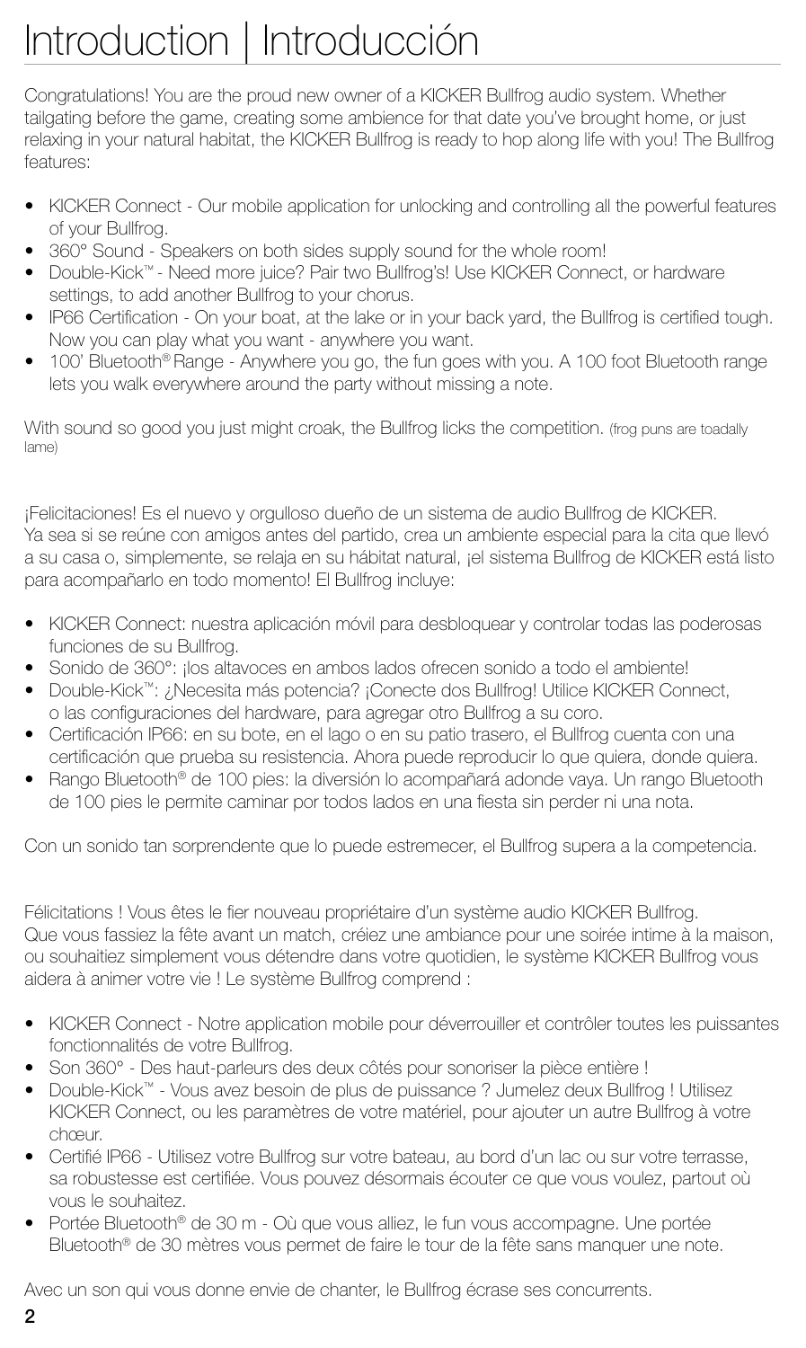# Introduction | Introducción

Congratulations! You are the proud new owner of a KICKER Bullfrog audio system. Whether tailgating before the game, creating some ambience for that date you've brought home, or just relaxing in your natural habitat, the KICKER Bullfrog is ready to hop along life with you! The Bullfrog features:

- KICKER Connect - Our mobile application for unlocking and controlling all the powerful features of your Bullfrog.
- 360° Sound - Speakers on both sides supply sound for the whole room!
- Double-Kick™ - Need more juice? Pair two Bullfrog's! Use KICKER Connect, or hardware settings, to add another Bullfrog to your chorus.
- IP66 Certification - On your boat, at the lake or in your back yard, the Bullfrog is certified tough. Now you can play what you want - anywhere you want.
- 100' Bluetooth® Range - Anywhere you go, the fun goes with you. A 100 foot Bluetooth range lets you walk everywhere around the party without missing a note.

With sound so good you just might croak, the Bullfrog licks the competition. (frog puns are toadally lame)

¡Felicitaciones! Es el nuevo y orgulloso dueño de un sistema de audio Bullfrog de KICKER. Ya sea si se reúne con amigos antes del partido, crea un ambiente especial para la cita que llevó a su casa o, simplemente, se relaja en su hábitat natural, ¡el sistema Bullfrog de KICKER está listo para acompañarlo en todo momento! El Bullfrog incluye:

- KICKER Connect: nuestra aplicación móvil para desbloquear y controlar todas las poderosas funciones de su Bullfrog.
- Sonido de 360°: ¡los altavoces en ambos lados ofrecen sonido a todo el ambiente!
- Double-Kick™: ¿Necesita más potencia? ¡Conecte dos Bullfrog! Utilice KICKER Connect, o las configuraciones del hardware, para agregar otro Bullfrog a su coro.
- Certificación IP66: en su bote, en el lago o en su patio trasero, el Bullfrog cuenta con una certificación que prueba su resistencia. Ahora puede reproducir lo que quiera, donde quiera.
- Rango Bluetooth® de 100 pies: la diversión lo acompañará adonde vaya. Un rango Bluetooth de 100 pies le permite caminar por todos lados en una fiesta sin perder ni una nota.

Con un sonido tan sorprendente que lo puede estremecer, el Bullfrog supera a la competencia.

Félicitations ! Vous êtes le fier nouveau propriétaire d'un système audio KICKER Bullfrog. Que vous fassiez la fête avant un match, créiez une ambiance pour une soirée intime à la maison, ou souhaitiez simplement vous détendre dans votre quotidien, le système KICKER Bullfrog vous aidera à animer votre vie ! Le système Bullfrog comprend :

- KICKER Connect - Notre application mobile pour déverrouiller et contrôler toutes les puissantes fonctionnalités de votre Bullfrog.
- Son 360° - Des haut-parleurs des deux côtés pour sonoriser la pièce entière !
- Double-Kick™ - Vous avez besoin de plus de puissance ? Jumelez deux Bullfrog ! Utilisez KICKER Connect, ou les paramètres de votre matériel, pour ajouter un autre Bullfrog à votre chœur.
- Certifié IP66 - Utilisez votre Bullfrog sur votre bateau, au bord d'un lac ou sur votre terrasse, sa robustesse est certifiée. Vous pouvez désormais écouter ce que vous voulez, partout où vous le souhaitez.
- Portée Bluetooth® de 30 m - Où que vous alliez, le fun vous accompagne. Une portée Bluetooth® de 30 mètres vous permet de faire le tour de la fête sans manquer une note.

Avec un son qui vous donne envie de chanter, le Bullfrog écrase ses concurrents.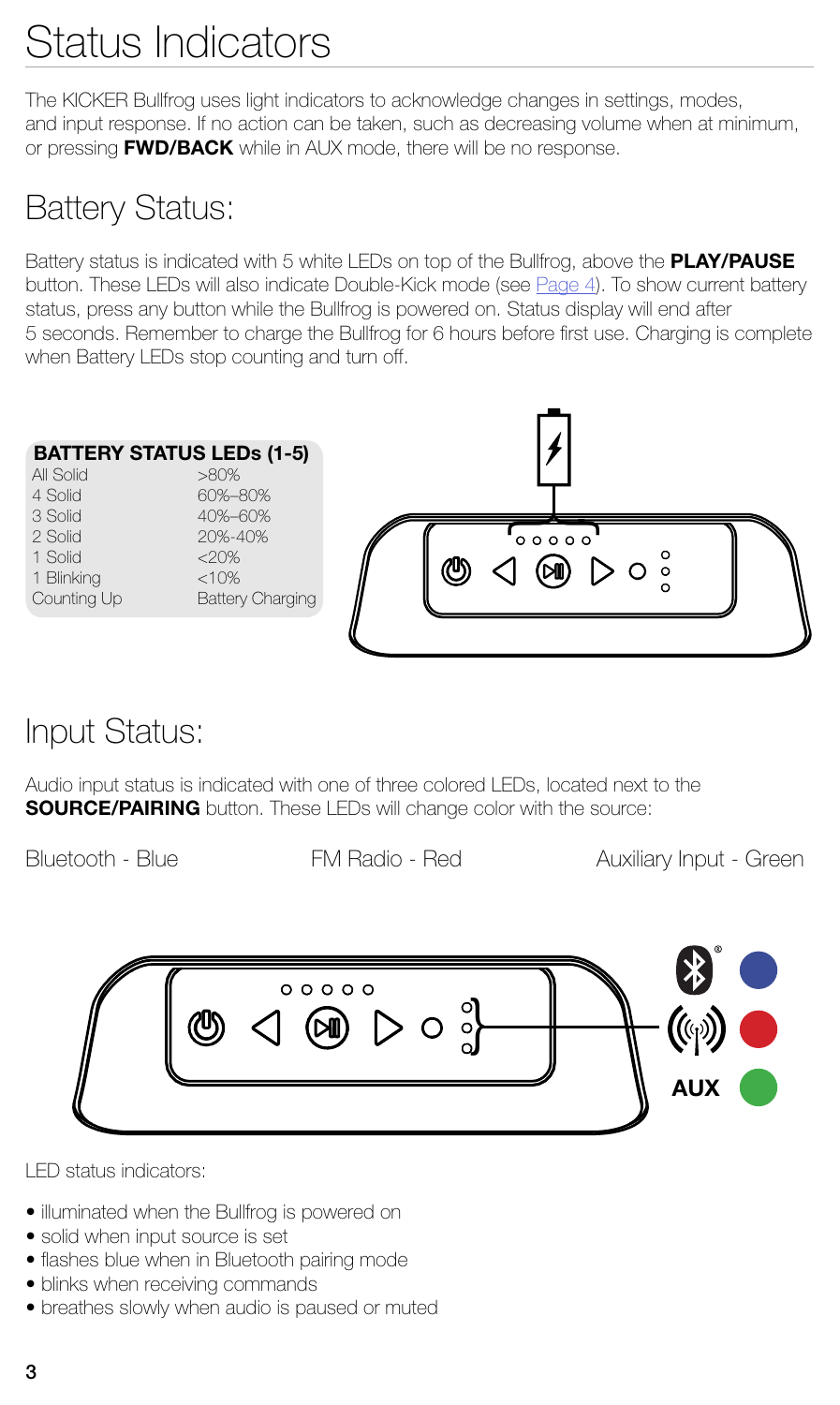# Status Indicators

The KICKER Bullfrog uses light indicators to acknowledge changes in settings, modes, and input response. If no action can be taken, such as decreasing volume when at minimum, or pressing **FWD/BACK** while in AUX mode, there will be no response.

## Battery Status:

Battery status is indicated with 5 white LEDs on top of the Bullfrog, above the **PLAY/PAUSE** button. These LEDs will also indicate Double-Kick mode (see Page 4). To show current battery status, press any button while the Bullfrog is powered on. Status display will end after 5 seconds. Remember to charge the Bullfrog for 6 hours before first use. Charging is complete when Battery LEDs stop counting and turn off.

| BATTERY STATUS LEDs (1-5) | |
|---|---|
| All Solid | >80% |
| 4 Solid | 60%–80% |
| 3 Solid | 40%–60% |
| 2 Solid | 20%-40% |
| 1 Solid | <20% |
| 1 Blinking | <10% |
| Counting Up | Battery Charging |

## Input Status:

Audio input status is indicated with one of three colored LEDs, located next to the **SOURCE/PAIRING** button. These LEDs will change color with the source:

Bluetooth - Blue

FM Radio - Red

Auxiliary Input - Green

**AUX**

LED status indicators:

- illuminated when the Bullfrog is powered on
- solid when input source is set
- flashes blue when in Bluetooth pairing mode
- blinks when receiving commands
- breathes slowly when audio is paused or muted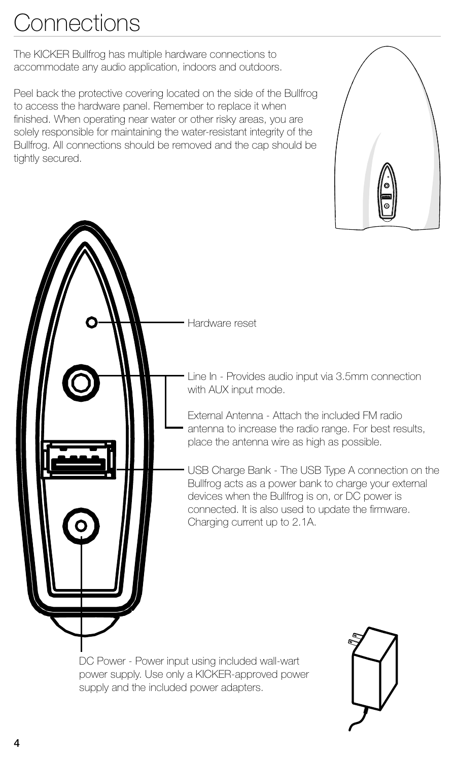# Connections

The KICKER Bullfrog has multiple hardware connections to accommodate any audio application, indoors and outdoors.

Peel back the protective covering located on the side of the Bullfrog to access the hardware panel. Remember to replace it when finished. When operating near water or other risky areas, you are solely responsible for maintaining the water-resistant integrity of the Bullfrog. All connections should be removed and the cap should be tightly secured.

Hardware reset

Line In - Provides audio input via 3.5mm connection with AUX input mode.

External Antenna - Attach the included FM radio antenna to increase the radio range. For best results, place the antenna wire as high as possible.

USB Charge Bank - The USB Type A connection on the Bullfrog acts as a power bank to charge your external devices when the Bullfrog is on, or DC power is connected. It is also used to update the firmware. Charging current up to 2.1A.

DC Power - Power input using included wall-wart power supply. Use only a KICKER-approved power supply and the included power adapters.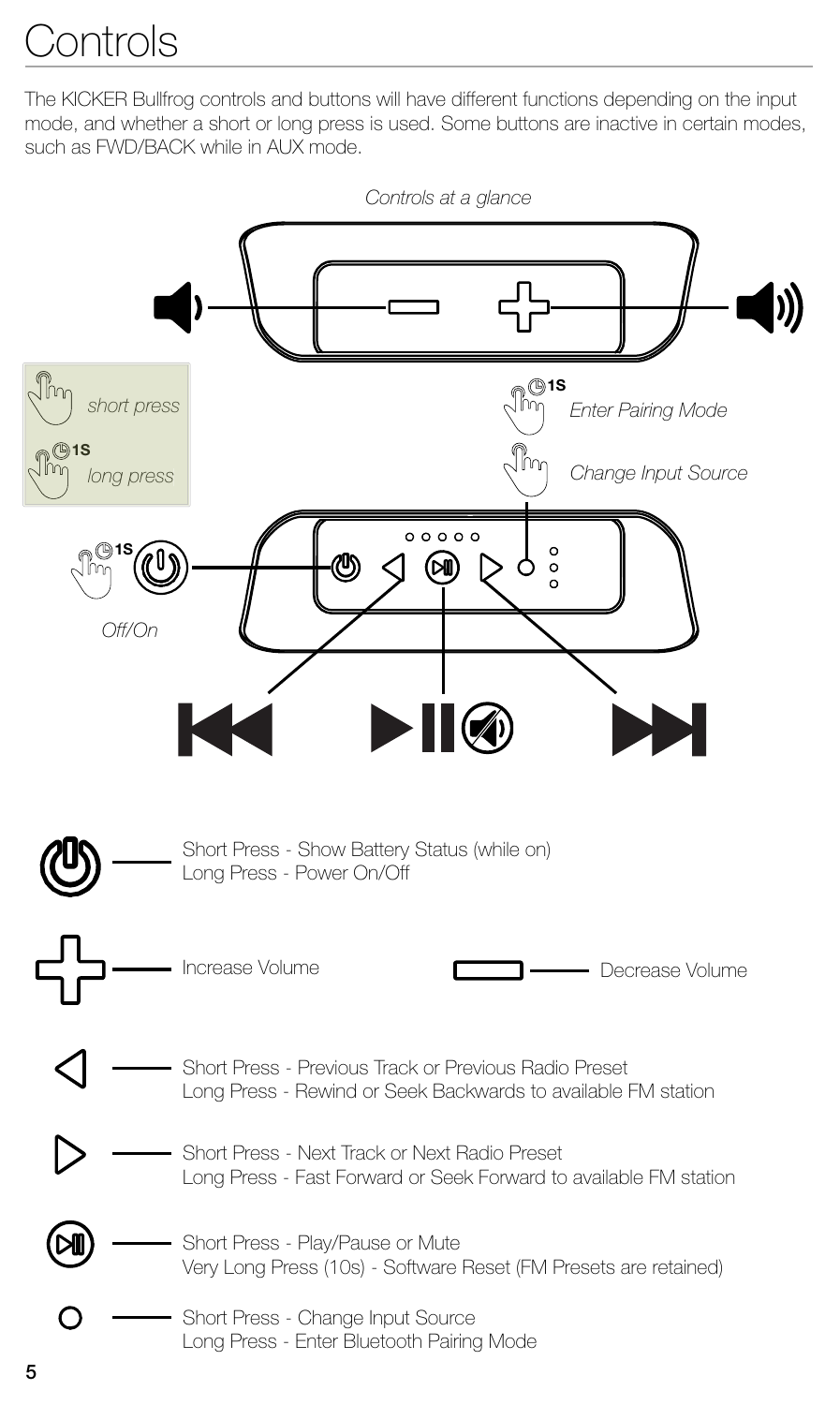# Controls

The KICKER Bullfrog controls and buttons will have different functions depending on the input mode, and whether a short or long press is used. Some buttons are inactive in certain modes, such as FWD/BACK while in AUX mode.

*Controls at a glance*

*short press*

1S *long press*

1S *Enter Pairing Mode*

*Change Input Source*

1S *Off/On*

Short Press - Show Battery Status (while on)
Long Press - Power On/Off

Increase Volume

Decrease Volume

Short Press - Previous Track or Previous Radio Preset
Long Press - Rewind or Seek Backwards to available FM station

Short Press - Next Track or Next Radio Preset
Long Press - Fast Forward or Seek Forward to available FM station

Short Press - Play/Pause or Mute
Very Long Press (10s) - Software Reset (FM Presets are retained)

Short Press - Change Input Source
Long Press - Enter Bluetooth Pairing Mode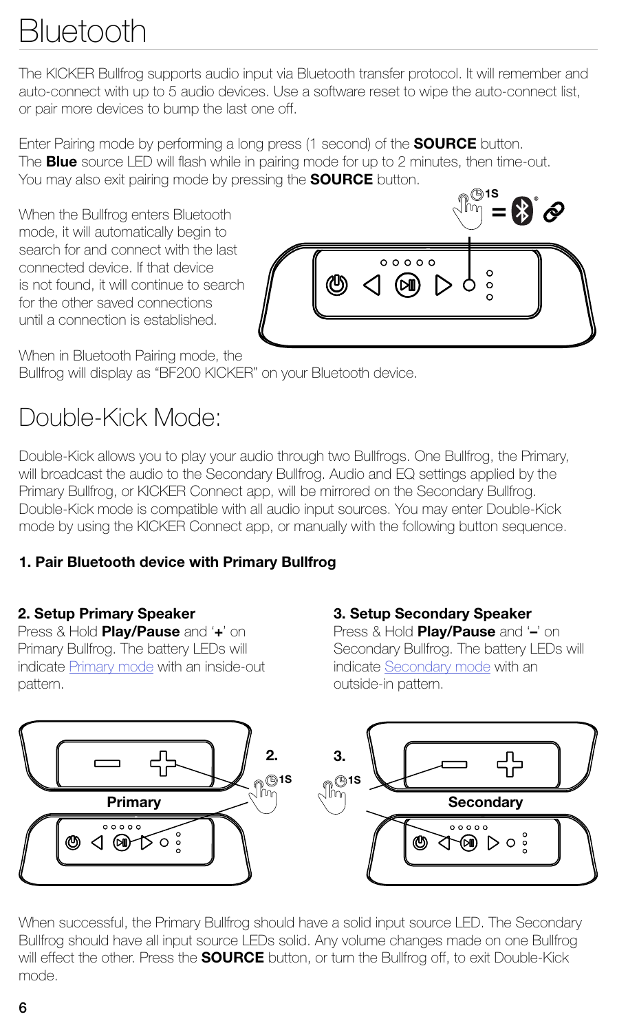# Bluetooth

The KICKER Bullfrog supports audio input via Bluetooth transfer protocol. It will remember and auto-connect with up to 5 audio devices. Use a software reset to wipe the auto-connect list, or pair more devices to bump the last one off.

Enter Pairing mode by performing a long press (1 second) of the **SOURCE** button. The **Blue** source LED will flash while in pairing mode for up to 2 minutes, then time-out. You may also exit pairing mode by pressing the **SOURCE** button.

When the Bullfrog enters Bluetooth mode, it will automatically begin to search for and connect with the last connected device. If that device is not found, it will continue to search for the other saved connections until a connection is established.

When in Bluetooth Pairing mode, the Bullfrog will display as "BF200 KICKER" on your Bluetooth device.

# Double-Kick Mode:

Double-Kick allows you to play your audio through two Bullfrogs. One Bullfrog, the Primary, will broadcast the audio to the Secondary Bullfrog. Audio and EQ settings applied by the Primary Bullfrog, or KICKER Connect app, will be mirrored on the Secondary Bullfrog. Double-Kick mode is compatible with all audio input sources. You may enter Double-Kick mode by using the KICKER Connect app, or manually with the following button sequence.

**1. Pair Bluetooth device with Primary Bullfrog**

**2. Setup Primary Speaker**
Press & Hold **Play/Pause** and '**+**' on Primary Bullfrog. The battery LEDs will indicate Primary mode with an inside-out pattern.

**3. Setup Secondary Speaker**
Press & Hold **Play/Pause** and '**–**' on Secondary Bullfrog. The battery LEDs will indicate Secondary mode with an outside-in pattern.

When successful, the Primary Bullfrog should have a solid input source LED. The Secondary Bullfrog should have all input source LEDs solid. Any volume changes made on one Bullfrog will effect the other. Press the **SOURCE** button, or turn the Bullfrog off, to exit Double-Kick mode.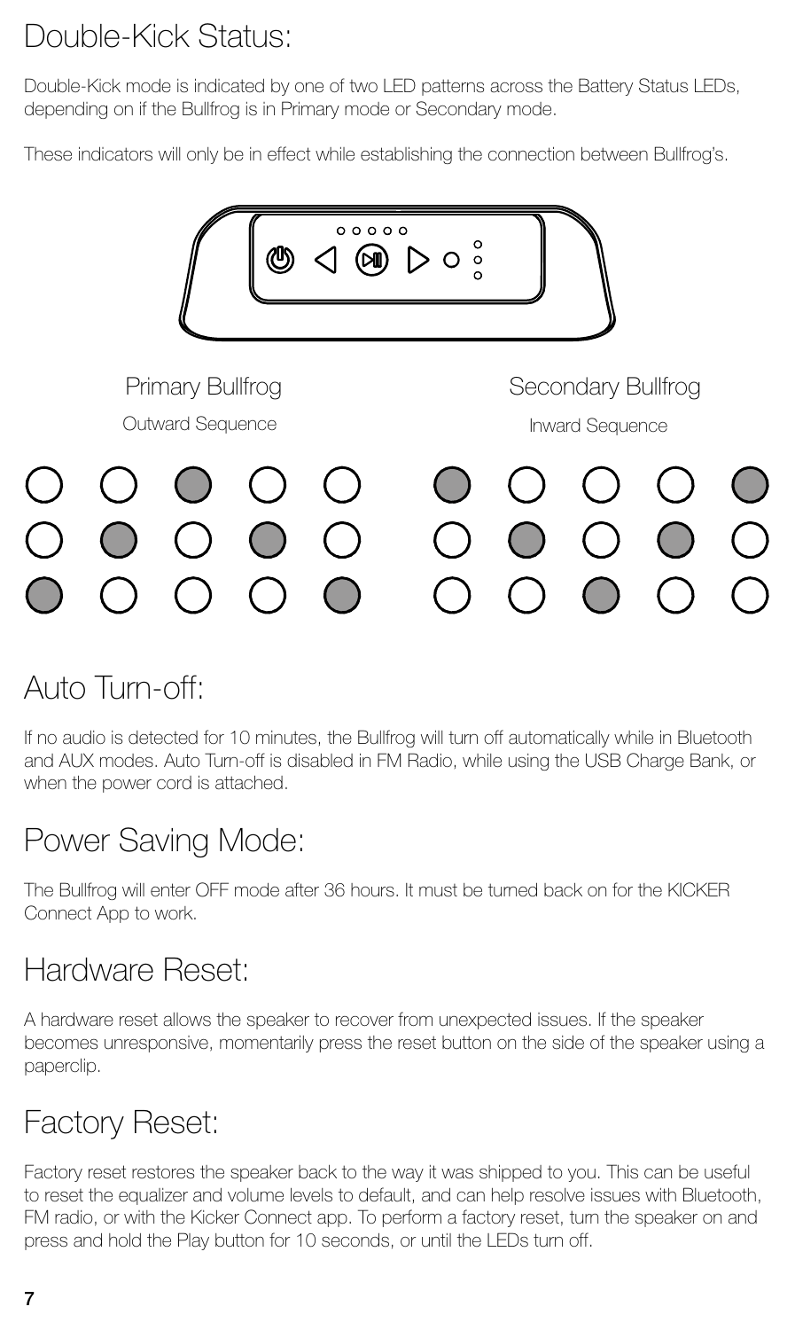# Double-Kick Status:

Double-Kick mode is indicated by one of two LED patterns across the Battery Status LEDs, depending on if the Bullfrog is in Primary mode or Secondary mode.

These indicators will only be in effect while establishing the connection between Bullfrog's.

Primary Bullfrog

Outward Sequence

Secondary Bullfrog

Inward Sequence

# Auto Turn-off:

If no audio is detected for 10 minutes, the Bullfrog will turn off automatically while in Bluetooth and AUX modes. Auto Turn-off is disabled in FM Radio, while using the USB Charge Bank, or when the power cord is attached.

# Power Saving Mode:

The Bullfrog will enter OFF mode after 36 hours. It must be turned back on for the KICKER Connect App to work.

# Hardware Reset:

A hardware reset allows the speaker to recover from unexpected issues. If the speaker becomes unresponsive, momentarily press the reset button on the side of the speaker using a paperclip.

# Factory Reset:

Factory reset restores the speaker back to the way it was shipped to you. This can be useful to reset the equalizer and volume levels to default, and can help resolve issues with Bluetooth, FM radio, or with the Kicker Connect app. To perform a factory reset, turn the speaker on and press and hold the Play button for 10 seconds, or until the LEDs turn off.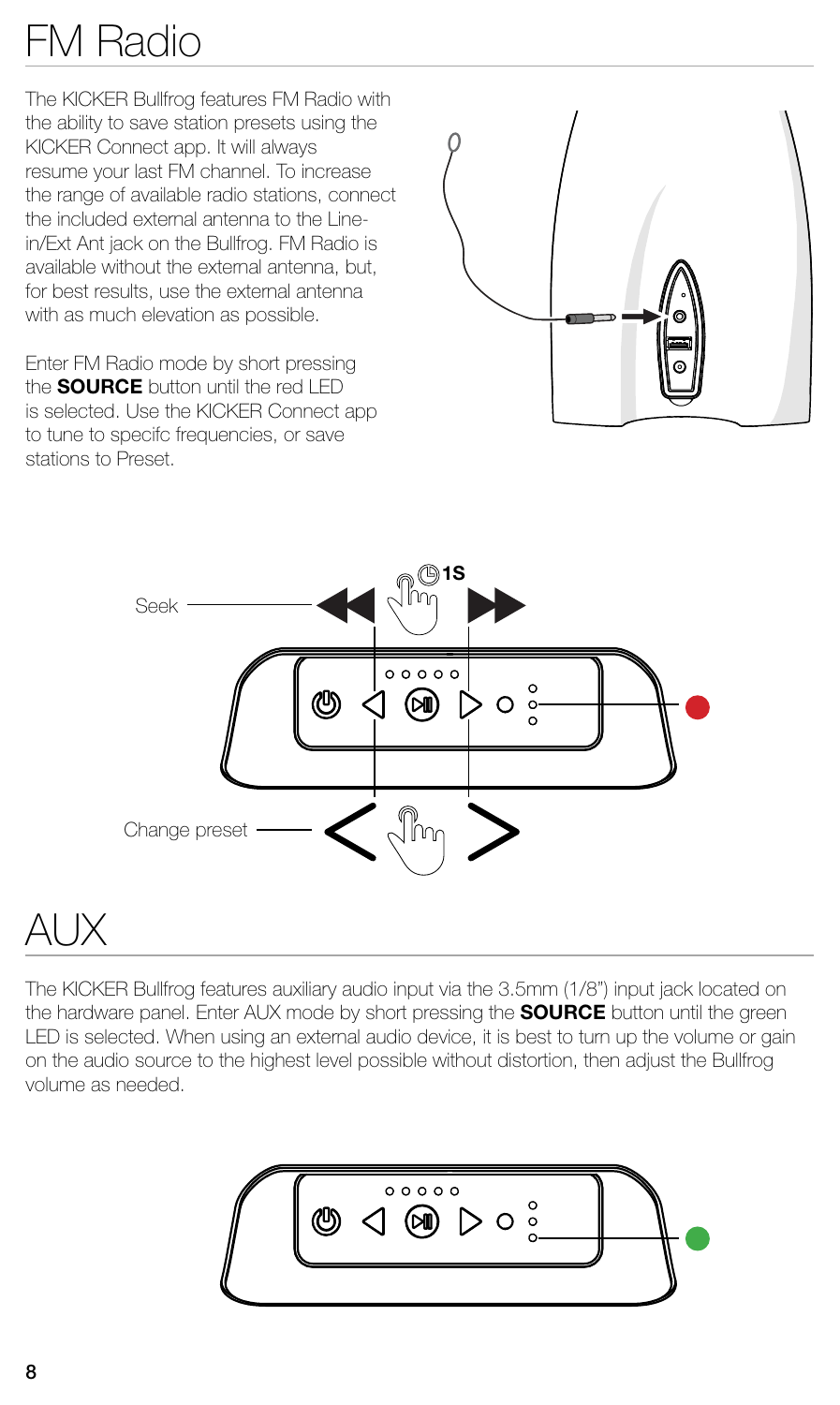# FM Radio

The KICKER Bullfrog features FM Radio with the ability to save station presets using the KICKER Connect app. It will always resume your last FM channel. To increase the range of available radio stations, connect the included external antenna to the Line-in/Ext Ant jack on the Bullfrog. FM Radio is available without the external antenna, but, for best results, use the external antenna with as much elevation as possible.

Enter FM Radio mode by short pressing the **SOURCE** button until the red LED is selected. Use the KICKER Connect app to tune to specifc frequencies, or save stations to Preset.

Seek

1S

Change preset

# AUX

The KICKER Bullfrog features auxiliary audio input via the 3.5mm (1/8") input jack located on the hardware panel. Enter AUX mode by short pressing the **SOURCE** button until the green LED is selected. When using an external audio device, it is best to turn up the volume or gain on the audio source to the highest level possible without distortion, then adjust the Bullfrog volume as needed.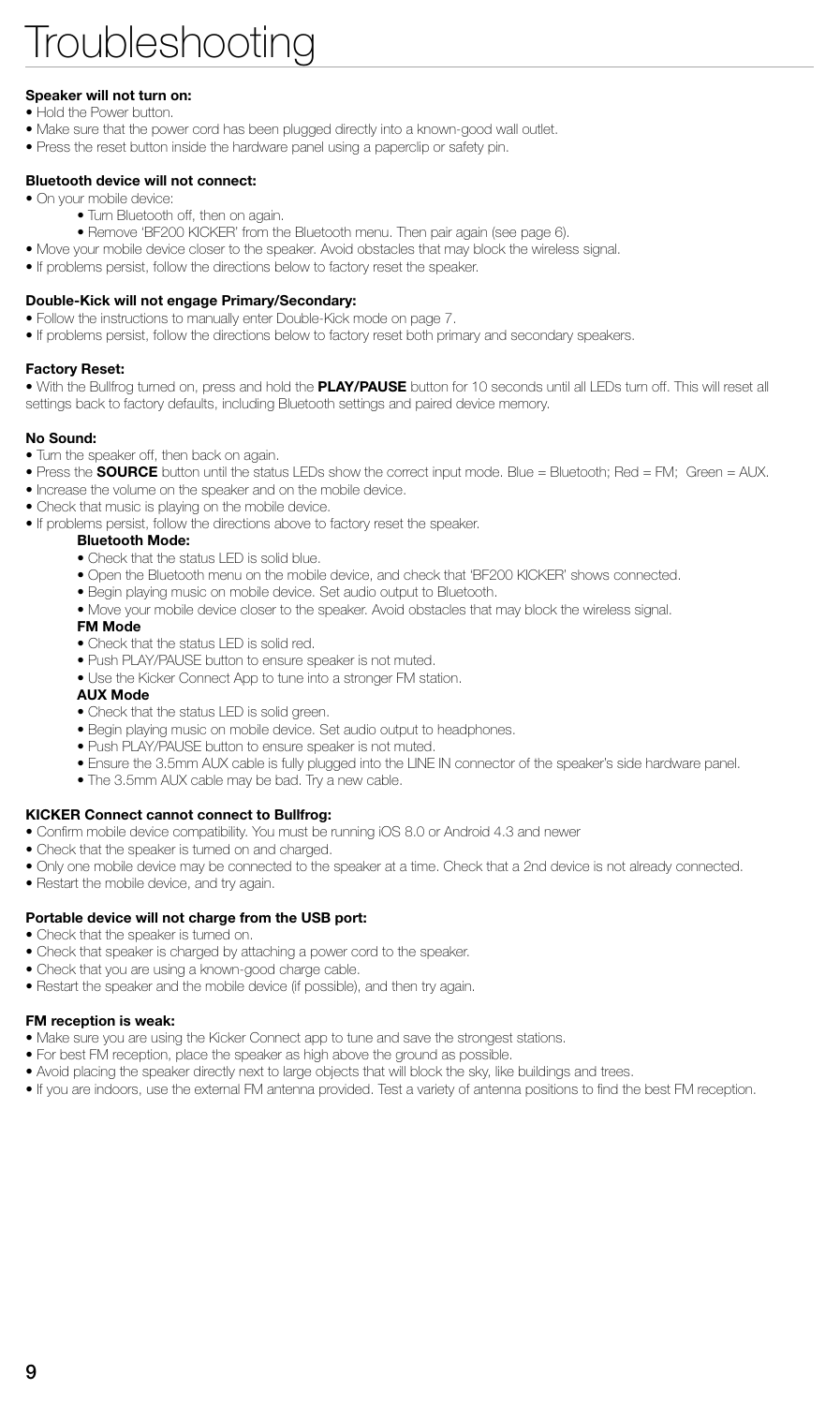# Troubleshooting

**Speaker will not turn on:**

- Hold the Power button.
- Make sure that the power cord has been plugged directly into a known-good wall outlet.
- Press the reset button inside the hardware panel using a paperclip or safety pin.

**Bluetooth device will not connect:**

- On your mobile device:
  - Turn Bluetooth off, then on again.
  - Remove 'BF200 KICKER' from the Bluetooth menu. Then pair again (see page 6).
- Move your mobile device closer to the speaker. Avoid obstacles that may block the wireless signal.
- If problems persist, follow the directions below to factory reset the speaker.

**Double-Kick will not engage Primary/Secondary:**

- Follow the instructions to manually enter Double-Kick mode on page 7.
- If problems persist, follow the directions below to factory reset both primary and secondary speakers.

**Factory Reset:**

- With the Bullfrog turned on, press and hold the **PLAY/PAUSE** button for 10 seconds until all LEDs turn off. This will reset all settings back to factory defaults, including Bluetooth settings and paired device memory.

**No Sound:**

- Turn the speaker off, then back on again.
- Press the **SOURCE** button until the status LEDs show the correct input mode. Blue = Bluetooth; Red = FM; Green = AUX.
- Increase the volume on the speaker and on the mobile device.
- Check that music is playing on the mobile device.
- If problems persist, follow the directions above to factory reset the speaker.

  **Bluetooth Mode:**
  - Check that the status LED is solid blue.
  - Open the Bluetooth menu on the mobile device, and check that 'BF200 KICKER' shows connected.
  - Begin playing music on mobile device. Set audio output to Bluetooth.
  - Move your mobile device closer to the speaker. Avoid obstacles that may block the wireless signal.

  **FM Mode**
  - Check that the status LED is solid red.
  - Push PLAY/PAUSE button to ensure speaker is not muted.
  - Use the Kicker Connect App to tune into a stronger FM station.

  **AUX Mode**
  - Check that the status LED is solid green.
  - Begin playing music on mobile device. Set audio output to headphones.
  - Push PLAY/PAUSE button to ensure speaker is not muted.
  - Ensure the 3.5mm AUX cable is fully plugged into the LINE IN connector of the speaker's side hardware panel.
  - The 3.5mm AUX cable may be bad. Try a new cable.

**KICKER Connect cannot connect to Bullfrog:**

- Confirm mobile device compatibility. You must be running iOS 8.0 or Android 4.3 and newer
- Check that the speaker is turned on and charged.
- Only one mobile device may be connected to the speaker at a time. Check that a 2nd device is not already connected.
- Restart the mobile device, and try again.

**Portable device will not charge from the USB port:**

- Check that the speaker is turned on.
- Check that speaker is charged by attaching a power cord to the speaker.
- Check that you are using a known-good charge cable.
- Restart the speaker and the mobile device (if possible), and then try again.

**FM reception is weak:**

- Make sure you are using the Kicker Connect app to tune and save the strongest stations.
- For best FM reception, place the speaker as high above the ground as possible.
- Avoid placing the speaker directly next to large objects that will block the sky, like buildings and trees.
- If you are indoors, use the external FM antenna provided. Test a variety of antenna positions to find the best FM reception.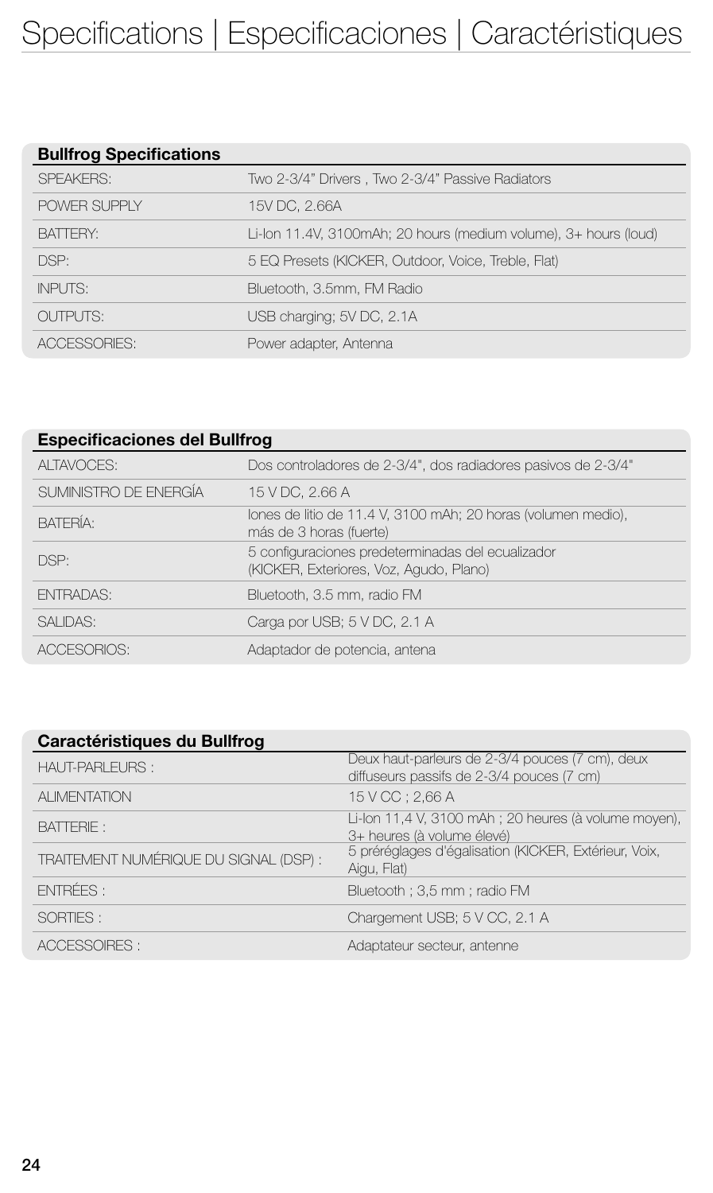# Specifications | Especificaciones | Caractéristiques

| **Bullfrog Specifications** | |
|---|---|
| SPEAKERS: | Two 2-3/4" Drivers , Two 2-3/4" Passive Radiators |
| POWER SUPPLY | 15V DC, 2.66A |
| BATTERY: | Li-Ion 11.4V, 3100mAh; 20 hours (medium volume), 3+ hours (loud) |
| DSP: | 5 EQ Presets (KICKER, Outdoor, Voice, Treble, Flat) |
| INPUTS: | Bluetooth, 3.5mm, FM Radio |
| OUTPUTS: | USB charging; 5V DC, 2.1A |
| ACCESSORIES: | Power adapter, Antenna |

| **Especificaciones del Bullfrog** | |
|---|---|
| ALTAVOCES: | Dos controladores de 2-3/4", dos radiadores pasivos de 2-3/4" |
| SUMINISTRO DE ENERGÍA | 15 V DC, 2.66 A |
| BATERÍA: | Iones de litio de 11.4 V, 3100 mAh; 20 horas (volumen medio), más de 3 horas (fuerte) |
| DSP: | 5 configuraciones predeterminadas del ecualizador (KICKER, Exteriores, Voz, Agudo, Plano) |
| ENTRADAS: | Bluetooth, 3.5 mm, radio FM |
| SALIDAS: | Carga por USB; 5 V DC, 2.1 A |
| ACCESORIOS: | Adaptador de potencia, antena |

| **Caractéristiques du Bullfrog** | |
|---|---|
| HAUT-PARLEURS : | Deux haut-parleurs de 2-3/4 pouces (7 cm), deux diffuseurs passifs de 2-3/4 pouces (7 cm) |
| ALIMENTATION | 15 V CC ; 2,66 A |
| BATTERIE : | Li-Ion 11,4 V, 3100 mAh ; 20 heures (à volume moyen), 3+ heures (à volume élevé) |
| TRAITEMENT NUMÉRIQUE DU SIGNAL (DSP) : | 5 préréglages d'égalisation (KICKER, Extérieur, Voix, Aigu, Flat) |
| ENTRÉES : | Bluetooth ; 3,5 mm ; radio FM |
| SORTIES : | Chargement USB; 5 V CC, 2.1 A |
| ACCESSOIRES : | Adaptateur secteur, antenne |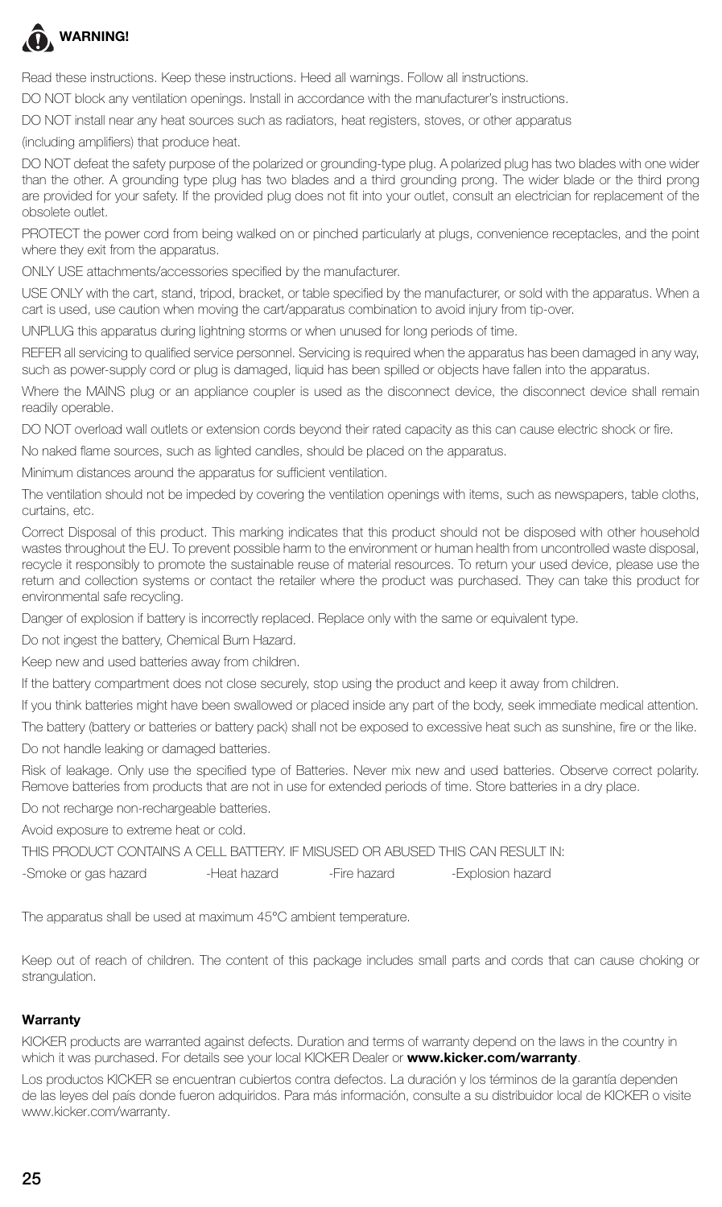## WARNING!

Read these instructions. Keep these instructions. Heed all warnings. Follow all instructions.

DO NOT block any ventilation openings. Install in accordance with the manufacturer's instructions.

DO NOT install near any heat sources such as radiators, heat registers, stoves, or other apparatus

(including amplifiers) that produce heat.

DO NOT defeat the safety purpose of the polarized or grounding-type plug. A polarized plug has two blades with one wider than the other. A grounding type plug has two blades and a third grounding prong. The wider blade or the third prong are provided for your safety. If the provided plug does not fit into your outlet, consult an electrician for replacement of the obsolete outlet.

PROTECT the power cord from being walked on or pinched particularly at plugs, convenience receptacles, and the point where they exit from the apparatus.

ONLY USE attachments/accessories specified by the manufacturer.

USE ONLY with the cart, stand, tripod, bracket, or table specified by the manufacturer, or sold with the apparatus. When a cart is used, use caution when moving the cart/apparatus combination to avoid injury from tip-over.

UNPLUG this apparatus during lightning storms or when unused for long periods of time.

REFER all servicing to qualified service personnel. Servicing is required when the apparatus has been damaged in any way, such as power-supply cord or plug is damaged, liquid has been spilled or objects have fallen into the apparatus.

Where the MAINS plug or an appliance coupler is used as the disconnect device, the disconnect device shall remain readily operable.

DO NOT overload wall outlets or extension cords beyond their rated capacity as this can cause electric shock or fire.

No naked flame sources, such as lighted candles, should be placed on the apparatus.

Minimum distances around the apparatus for sufficient ventilation.

The ventilation should not be impeded by covering the ventilation openings with items, such as newspapers, table cloths, curtains, etc.

Correct Disposal of this product. This marking indicates that this product should not be disposed with other household wastes throughout the EU. To prevent possible harm to the environment or human health from uncontrolled waste disposal, recycle it responsibly to promote the sustainable reuse of material resources. To return your used device, please use the return and collection systems or contact the retailer where the product was purchased. They can take this product for environmental safe recycling.

Danger of explosion if battery is incorrectly replaced. Replace only with the same or equivalent type.

Do not ingest the battery, Chemical Burn Hazard.

Keep new and used batteries away from children.

If the battery compartment does not close securely, stop using the product and keep it away from children.

If you think batteries might have been swallowed or placed inside any part of the body, seek immediate medical attention.

The battery (battery or batteries or battery pack) shall not be exposed to excessive heat such as sunshine, fire or the like.

Do not handle leaking or damaged batteries.

Risk of leakage. Only use the specified type of Batteries. Never mix new and used batteries. Observe correct polarity. Remove batteries from products that are not in use for extended periods of time. Store batteries in a dry place.

Do not recharge non-rechargeable batteries.

Avoid exposure to extreme heat or cold.

THIS PRODUCT CONTAINS A CELL BATTERY. IF MISUSED OR ABUSED THIS CAN RESULT IN:

-Smoke or gas hazard -Heat hazard -Fire hazard -Explosion hazard

The apparatus shall be used at maximum 45°C ambient temperature.

Keep out of reach of children. The content of this package includes small parts and cords that can cause choking or strangulation.

### Warranty

KICKER products are warranted against defects. Duration and terms of warranty depend on the laws in the country in which it was purchased. For details see your local KICKER Dealer or **www.kicker.com/warranty**.

Los productos KICKER se encuentran cubiertos contra defectos. La duración y los términos de la garantía dependen de las leyes del país donde fueron adquiridos. Para más información, consulte a su distribuidor local de KICKER o visite www.kicker.com/warranty.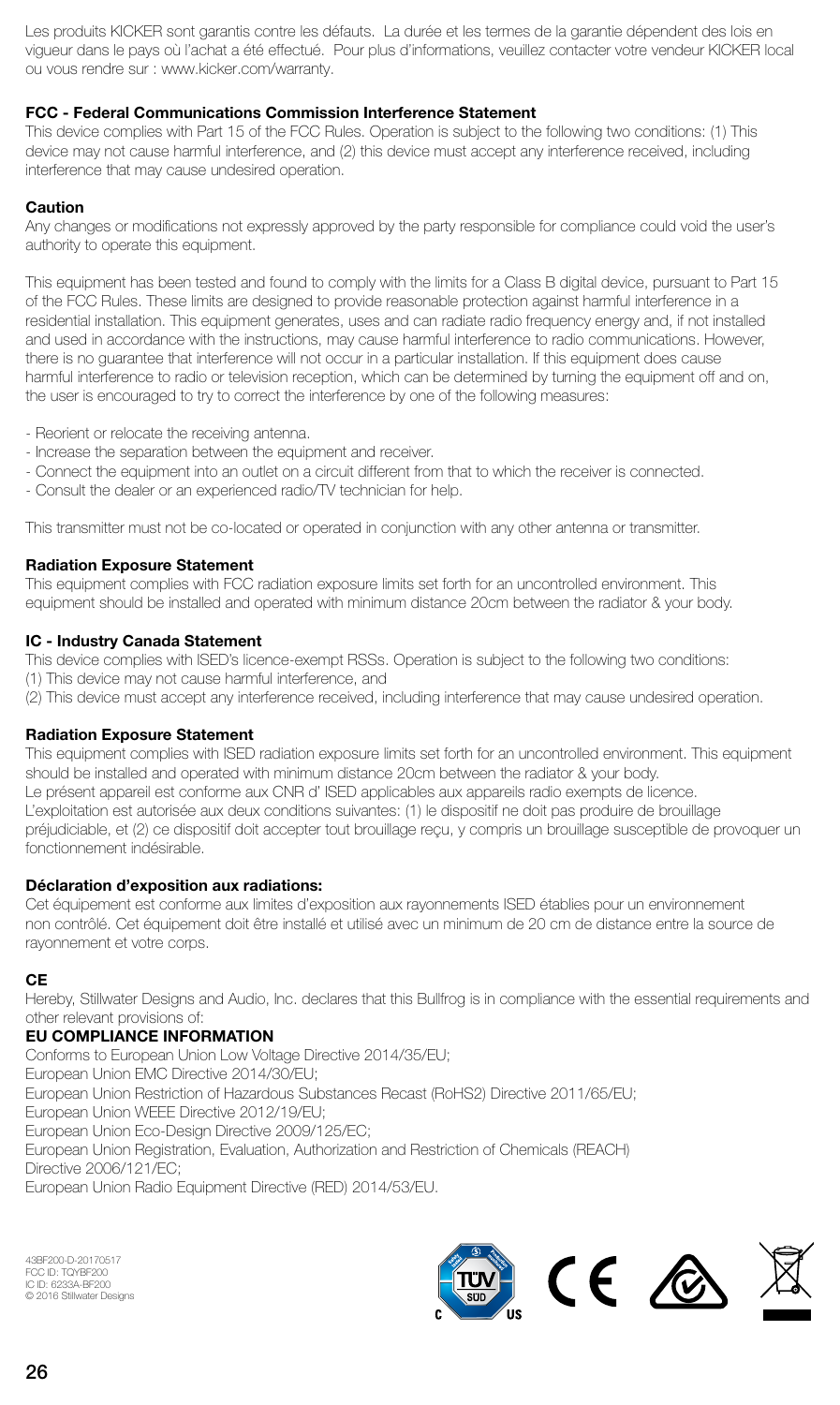Les produits KICKER sont garantis contre les défauts. La durée et les termes de la garantie dépendent des lois en vigueur dans le pays où l'achat a été effectué. Pour plus d'informations, veuillez contacter votre vendeur KICKER local ou vous rendre sur : www.kicker.com/warranty.

**FCC - Federal Communications Commission Interference Statement**

This device complies with Part 15 of the FCC Rules. Operation is subject to the following two conditions: (1) This device may not cause harmful interference, and (2) this device must accept any interference received, including interference that may cause undesired operation.

**Caution**

Any changes or modifications not expressly approved by the party responsible for compliance could void the user's authority to operate this equipment.

This equipment has been tested and found to comply with the limits for a Class B digital device, pursuant to Part 15 of the FCC Rules. These limits are designed to provide reasonable protection against harmful interference in a residential installation. This equipment generates, uses and can radiate radio frequency energy and, if not installed and used in accordance with the instructions, may cause harmful interference to radio communications. However, there is no guarantee that interference will not occur in a particular installation. If this equipment does cause harmful interference to radio or television reception, which can be determined by turning the equipment off and on, the user is encouraged to try to correct the interference by one of the following measures:

- Reorient or relocate the receiving antenna.
- Increase the separation between the equipment and receiver.
- Connect the equipment into an outlet on a circuit different from that to which the receiver is connected.
- Consult the dealer or an experienced radio/TV technician for help.

This transmitter must not be co-located or operated in conjunction with any other antenna or transmitter.

**Radiation Exposure Statement**

This equipment complies with FCC radiation exposure limits set forth for an uncontrolled environment. This equipment should be installed and operated with minimum distance 20cm between the radiator & your body.

**IC - Industry Canada Statement**

This device complies with ISED's licence-exempt RSSs. Operation is subject to the following two conditions:
(1) This device may not cause harmful interference, and
(2) This device must accept any interference received, including interference that may cause undesired operation.

**Radiation Exposure Statement**

This equipment complies with ISED radiation exposure limits set forth for an uncontrolled environment. This equipment should be installed and operated with minimum distance 20cm between the radiator & your body.
Le présent appareil est conforme aux CNR d' ISED applicables aux appareils radio exempts de licence. L'exploitation est autorisée aux deux conditions suivantes: (1) le dispositif ne doit pas produire de brouillage préjudiciable, et (2) ce dispositif doit accepter tout brouillage reçu, y compris un brouillage susceptible de provoquer un fonctionnement indésirable.

**Déclaration d'exposition aux radiations:**

Cet équipement est conforme aux limites d'exposition aux rayonnements ISED établies pour un environnement non contrôlé. Cet équipement doit être installé et utilisé avec un minimum de 20 cm de distance entre la source de rayonnement et votre corps.

**CE**

Hereby, Stillwater Designs and Audio, Inc. declares that this Bullfrog is in compliance with the essential requirements and other relevant provisions of:

**EU COMPLIANCE INFORMATION**

Conforms to European Union Low Voltage Directive 2014/35/EU;
European Union EMC Directive 2014/30/EU;
European Union Restriction of Hazardous Substances Recast (RoHS2) Directive 2011/65/EU;
European Union WEEE Directive 2012/19/EU;
European Union Eco-Design Directive 2009/125/EC;
European Union Registration, Evaluation, Authorization and Restriction of Chemicals (REACH) Directive 2006/121/EC;
European Union Radio Equipment Directive (RED) 2014/53/EU.

43BF200-D-20170517
FCC ID: TQYBF200
IC ID: 6233A-BF200
© 2016 Stillwater Designs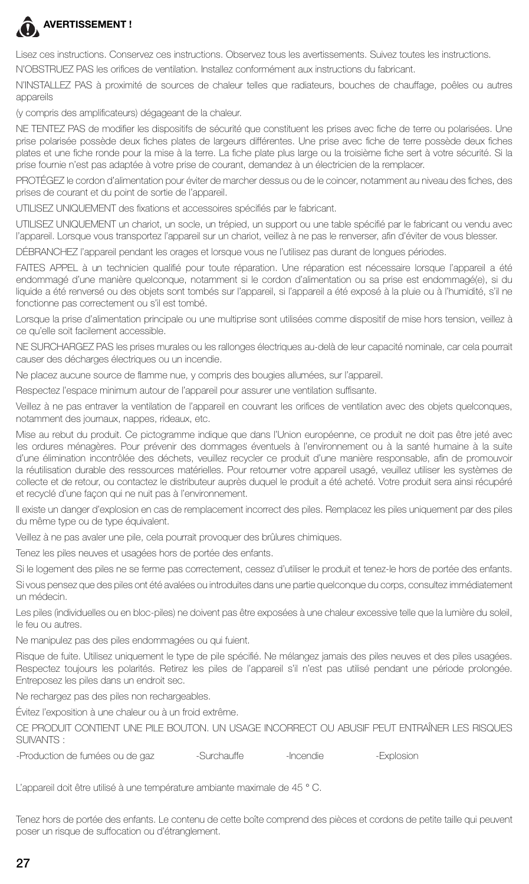## AVERTISSEMENT !

Lisez ces instructions. Conservez ces instructions. Observez tous les avertissements. Suivez toutes les instructions.

N'OBSTRUEZ PAS les orifices de ventilation. Installez conformément aux instructions du fabricant.

N'INSTALLEZ PAS à proximité de sources de chaleur telles que radiateurs, bouches de chauffage, poêles ou autres appareils

(y compris des amplificateurs) dégageant de la chaleur.

NE TENTEZ PAS de modifier les dispositifs de sécurité que constituent les prises avec fiche de terre ou polarisées. Une prise polarisée possède deux fiches plates de largeurs différentes. Une prise avec fiche de terre possède deux fiches plates et une fiche ronde pour la mise à la terre. La fiche plate plus large ou la troisième fiche sert à votre sécurité. Si la prise fournie n'est pas adaptée à votre prise de courant, demandez à un électricien de la remplacer.

PROTÉGEZ le cordon d'alimentation pour éviter de marcher dessus ou de le coincer, notamment au niveau des fiches, des prises de courant et du point de sortie de l'appareil.

UTILISEZ UNIQUEMENT des fixations et accessoires spécifiés par le fabricant.

UTILISEZ UNIQUEMENT un chariot, un socle, un trépied, un support ou une table spécifié par le fabricant ou vendu avec l'appareil. Lorsque vous transportez l'appareil sur un chariot, veillez à ne pas le renverser, afin d'éviter de vous blesser.

DÉBRANCHEZ l'appareil pendant les orages et lorsque vous ne l'utilisez pas durant de longues périodes.

FAITES APPEL à un technicien qualifié pour toute réparation. Une réparation est nécessaire lorsque l'appareil a été endommagé d'une manière quelconque, notamment si le cordon d'alimentation ou sa prise est endommagé(e), si du liquide a été renversé ou des objets sont tombés sur l'appareil, si l'appareil a été exposé à la pluie ou à l'humidité, s'il ne fonctionne pas correctement ou s'il est tombé.

Lorsque la prise d'alimentation principale ou une multiprise sont utilisées comme dispositif de mise hors tension, veillez à ce qu'elle soit facilement accessible.

NE SURCHARGEZ PAS les prises murales ou les rallonges électriques au-delà de leur capacité nominale, car cela pourrait causer des décharges électriques ou un incendie.

Ne placez aucune source de flamme nue, y compris des bougies allumées, sur l'appareil.

Respectez l'espace minimum autour de l'appareil pour assurer une ventilation suffisante.

Veillez à ne pas entraver la ventilation de l'appareil en couvrant les orifices de ventilation avec des objets quelconques, notamment des journaux, nappes, rideaux, etc.

Mise au rebut du produit. Ce pictogramme indique que dans l'Union européenne, ce produit ne doit pas être jeté avec les ordures ménagères. Pour prévenir des dommages éventuels à l'environnement ou à la santé humaine à la suite d'une élimination incontrôlée des déchets, veuillez recycler ce produit d'une manière responsable, afin de promouvoir la réutilisation durable des ressources matérielles. Pour retourner votre appareil usagé, veuillez utiliser les systèmes de collecte et de retour, ou contactez le distributeur auprès duquel le produit a été acheté. Votre produit sera ainsi récupéré et recyclé d'une façon qui ne nuit pas à l'environnement.

Il existe un danger d'explosion en cas de remplacement incorrect des piles. Remplacez les piles uniquement par des piles du même type ou de type équivalent.

Veillez à ne pas avaler une pile, cela pourrait provoquer des brûlures chimiques.

Tenez les piles neuves et usagées hors de portée des enfants.

Si le logement des piles ne se ferme pas correctement, cessez d'utiliser le produit et tenez-le hors de portée des enfants.

Si vous pensez que des piles ont été avalées ou introduites dans une partie quelconque du corps, consultez immédiatement un médecin.

Les piles (individuelles ou en bloc-piles) ne doivent pas être exposées à une chaleur excessive telle que la lumière du soleil, le feu ou autres.

Ne manipulez pas des piles endommagées ou qui fuient.

Risque de fuite. Utilisez uniquement le type de pile spécifié. Ne mélangez jamais des piles neuves et des piles usagées. Respectez toujours les polarités. Retirez les piles de l'appareil s'il n'est pas utilisé pendant une période prolongée. Entreposez les piles dans un endroit sec.

Ne rechargez pas des piles non rechargeables.

Évitez l'exposition à une chaleur ou à un froid extrême.

CE PRODUIT CONTIENT UNE PILE BOUTON. UN USAGE INCORRECT OU ABUSIF PEUT ENTRAÎNER LES RISQUES SUIVANTS :

-Production de fumées ou de gaz -Surchauffe -Incendie -Explosion

L'appareil doit être utilisé à une température ambiante maximale de 45 ° C.

Tenez hors de portée des enfants. Le contenu de cette boîte comprend des pièces et cordons de petite taille qui peuvent poser un risque de suffocation ou d'étranglement.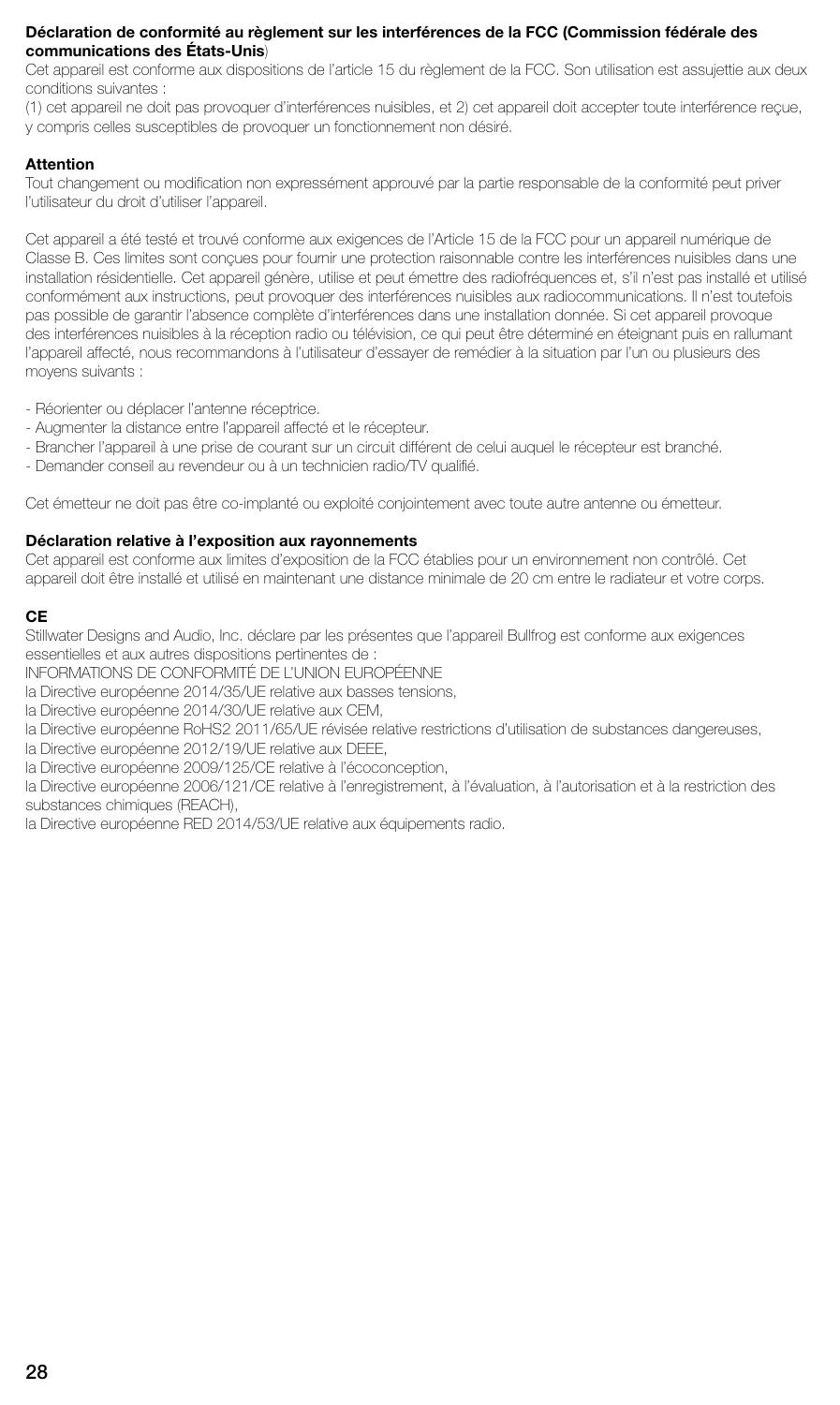**Déclaration de conformité au règlement sur les interférences de la FCC (Commission fédérale des communications des États-Unis**)

Cet appareil est conforme aux dispositions de l'article 15 du règlement de la FCC. Son utilisation est assujettie aux deux conditions suivantes :

(1) cet appareil ne doit pas provoquer d'interférences nuisibles, et 2) cet appareil doit accepter toute interférence reçue, y compris celles susceptibles de provoquer un fonctionnement non désiré.

**Attention**

Tout changement ou modification non expressément approuvé par la partie responsable de la conformité peut priver l'utilisateur du droit d'utiliser l'appareil.

Cet appareil a été testé et trouvé conforme aux exigences de l'Article 15 de la FCC pour un appareil numérique de Classe B. Ces limites sont conçues pour fournir une protection raisonnable contre les interférences nuisibles dans une installation résidentielle. Cet appareil génère, utilise et peut émettre des radiofréquences et, s'il n'est pas installé et utilisé conformément aux instructions, peut provoquer des interférences nuisibles aux radiocommunications. Il n'est toutefois pas possible de garantir l'absence complète d'interférences dans une installation donnée. Si cet appareil provoque des interférences nuisibles à la réception radio ou télévision, ce qui peut être déterminé en éteignant puis en rallumant l'appareil affecté, nous recommandons à l'utilisateur d'essayer de remédier à la situation par l'un ou plusieurs des moyens suivants :

- Réorienter ou déplacer l'antenne réceptrice.
- Augmenter la distance entre l'appareil affecté et le récepteur.
- Brancher l'appareil à une prise de courant sur un circuit différent de celui auquel le récepteur est branché.
- Demander conseil au revendeur ou à un technicien radio/TV qualifié.

Cet émetteur ne doit pas être co-implanté ou exploité conjointement avec toute autre antenne ou émetteur.

**Déclaration relative à l'exposition aux rayonnements**

Cet appareil est conforme aux limites d'exposition de la FCC établies pour un environnement non contrôlé. Cet appareil doit être installé et utilisé en maintenant une distance minimale de 20 cm entre le radiateur et votre corps.

**CE**

Stillwater Designs and Audio, Inc. déclare par les présentes que l'appareil Bullfrog est conforme aux exigences essentielles et aux autres dispositions pertinentes de :

INFORMATIONS DE CONFORMITÉ DE L'UNION EUROPÉENNE

la Directive européenne 2014/35/UE relative aux basses tensions,

la Directive européenne 2014/30/UE relative aux CEM,

la Directive européenne RoHS2 2011/65/UE révisée relative restrictions d'utilisation de substances dangereuses,

la Directive européenne 2012/19/UE relative aux DEEE,

la Directive européenne 2009/125/CE relative à l'écoconception,

la Directive européenne 2006/121/CE relative à l'enregistrement, à l'évaluation, à l'autorisation et à la restriction des substances chimiques (REACH),

la Directive européenne RED 2014/53/UE relative aux équipements radio.